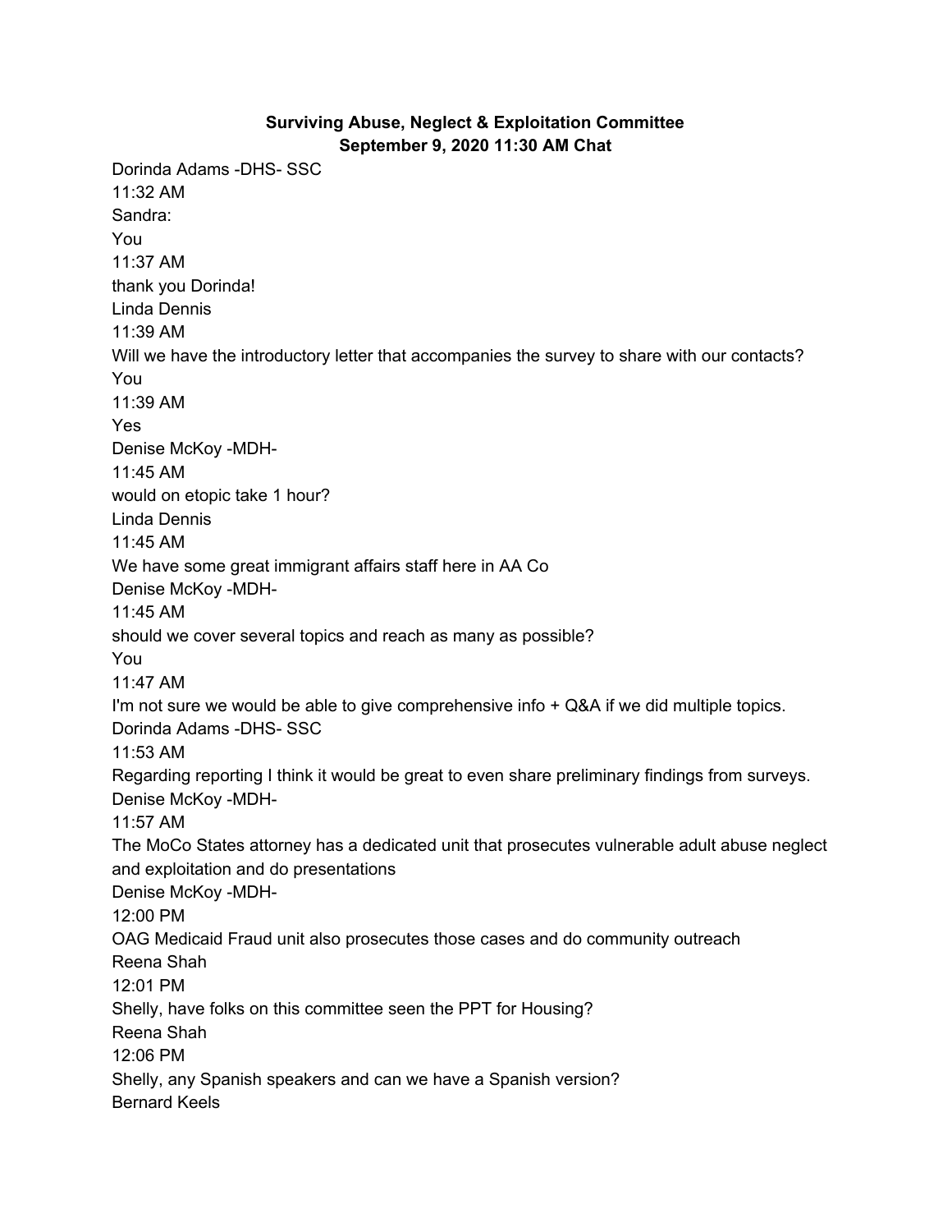**Surviving Abuse, Neglect & Exploitation Committee**
**September 9, 2020 11:30 AM Chat**

Dorinda Adams -DHS- SSC
11:32 AM
Sandra:
You
11:37 AM
thank you Dorinda!
Linda Dennis
11:39 AM
Will we have the introductory letter that accompanies the survey to share with our contacts?
You
11:39 AM
Yes
Denise McKoy -MDH-
11:45 AM
would on etopic take 1 hour?
Linda Dennis
11:45 AM
We have some great immigrant affairs staff here in AA Co
Denise McKoy -MDH-
11:45 AM
should we cover several topics and reach as many as possible?
You
11:47 AM
I'm not sure we would be able to give comprehensive info + Q&A if we did multiple topics.
Dorinda Adams -DHS- SSC
11:53 AM
Regarding reporting I think it would be great to even share preliminary findings from surveys.
Denise McKoy -MDH-
11:57 AM
The MoCo States attorney has a dedicated unit that prosecutes vulnerable adult abuse neglect and exploitation and do presentations
Denise McKoy -MDH-
12:00 PM
OAG Medicaid Fraud unit also prosecutes those cases and do community outreach
Reena Shah
12:01 PM
Shelly, have folks on this committee seen the PPT for Housing?
Reena Shah
12:06 PM
Shelly, any Spanish speakers and can we have a Spanish version?
Bernard Keels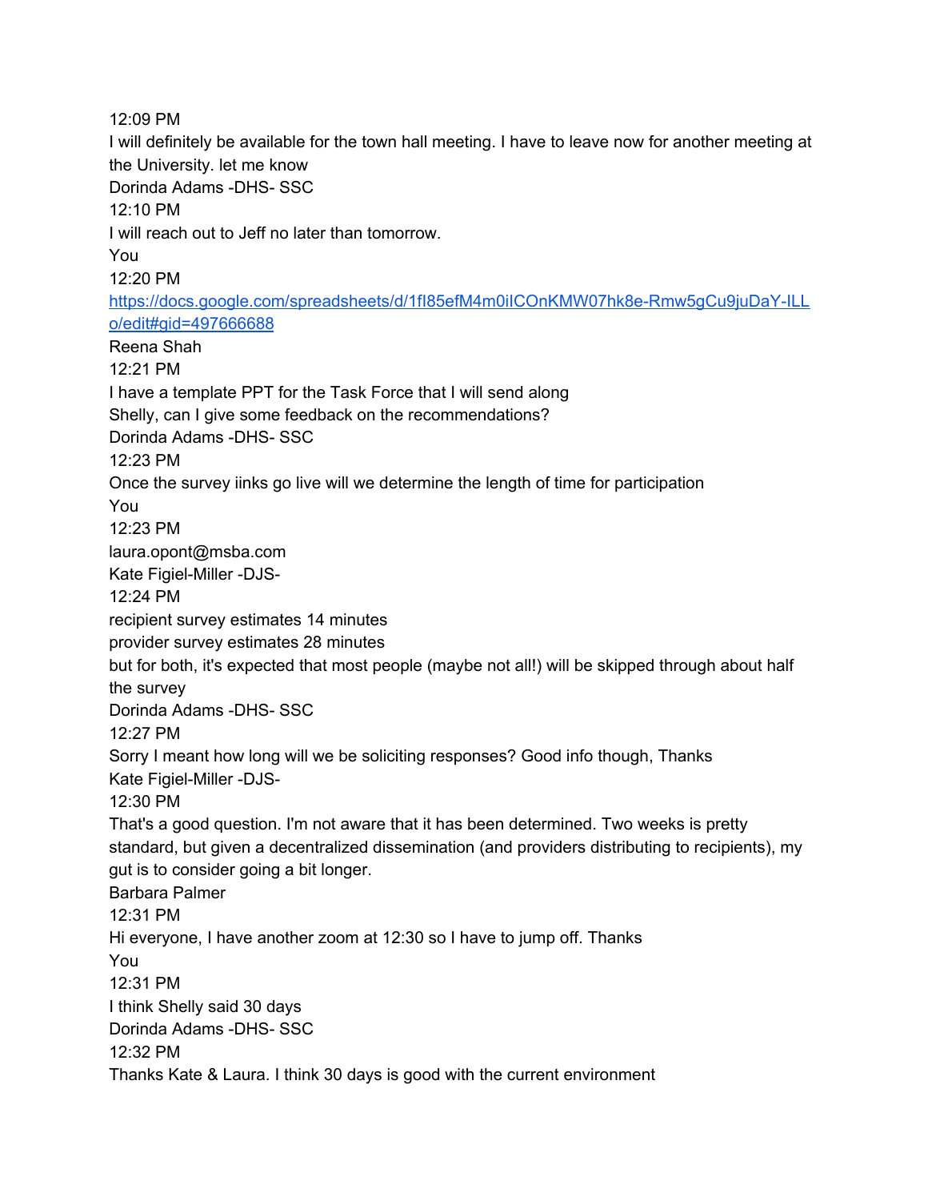12:09 PM
I will definitely be available for the town hall meeting. I have to leave now for another meeting at the University. let me know
Dorinda Adams -DHS- SSC
12:10 PM
I will reach out to Jeff no later than tomorrow.
You
12:20 PM
[https://docs.google.com/spreadsheets/d/1fI85efM4m0iICOnKMW07hk8e-Rmw5gCu9juDaY-ILLo/edit#gid=497666688](https://docs.google.com/spreadsheets/d/1fI85efM4m0iICOnKMW07hk8e-Rmw5gCu9juDaY-ILLo/edit#gid=497666688)
Reena Shah
12:21 PM
I have a template PPT for the Task Force that I will send along
Shelly, can I give some feedback on the recommendations?
Dorinda Adams -DHS- SSC
12:23 PM
Once the survey iinks go live will we determine the length of time for participation
You
12:23 PM
laura.opont@msba.com
Kate Figiel-Miller -DJS-
12:24 PM
recipient survey estimates 14 minutes
provider survey estimates 28 minutes
but for both, it's expected that most people (maybe not all!) will be skipped through about half the survey
Dorinda Adams -DHS- SSC
12:27 PM
Sorry I meant how long will we be soliciting responses? Good info though, Thanks
Kate Figiel-Miller -DJS-
12:30 PM
That's a good question. I'm not aware that it has been determined. Two weeks is pretty standard, but given a decentralized dissemination (and providers distributing to recipients), my gut is to consider going a bit longer.
Barbara Palmer
12:31 PM
Hi everyone, I have another zoom at 12:30 so I have to jump off. Thanks
You
12:31 PM
I think Shelly said 30 days
Dorinda Adams -DHS- SSC
12:32 PM
Thanks Kate & Laura. I think 30 days is good with the current environment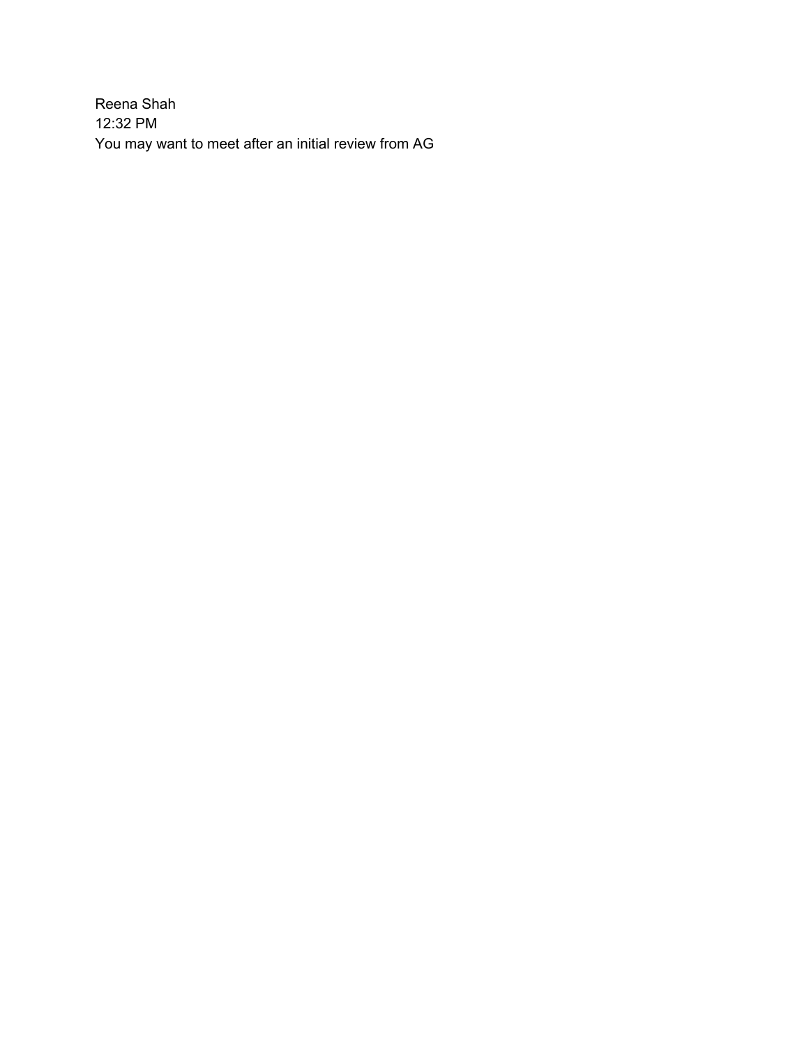Reena Shah
12:32 PM
You may want to meet after an initial review from AG